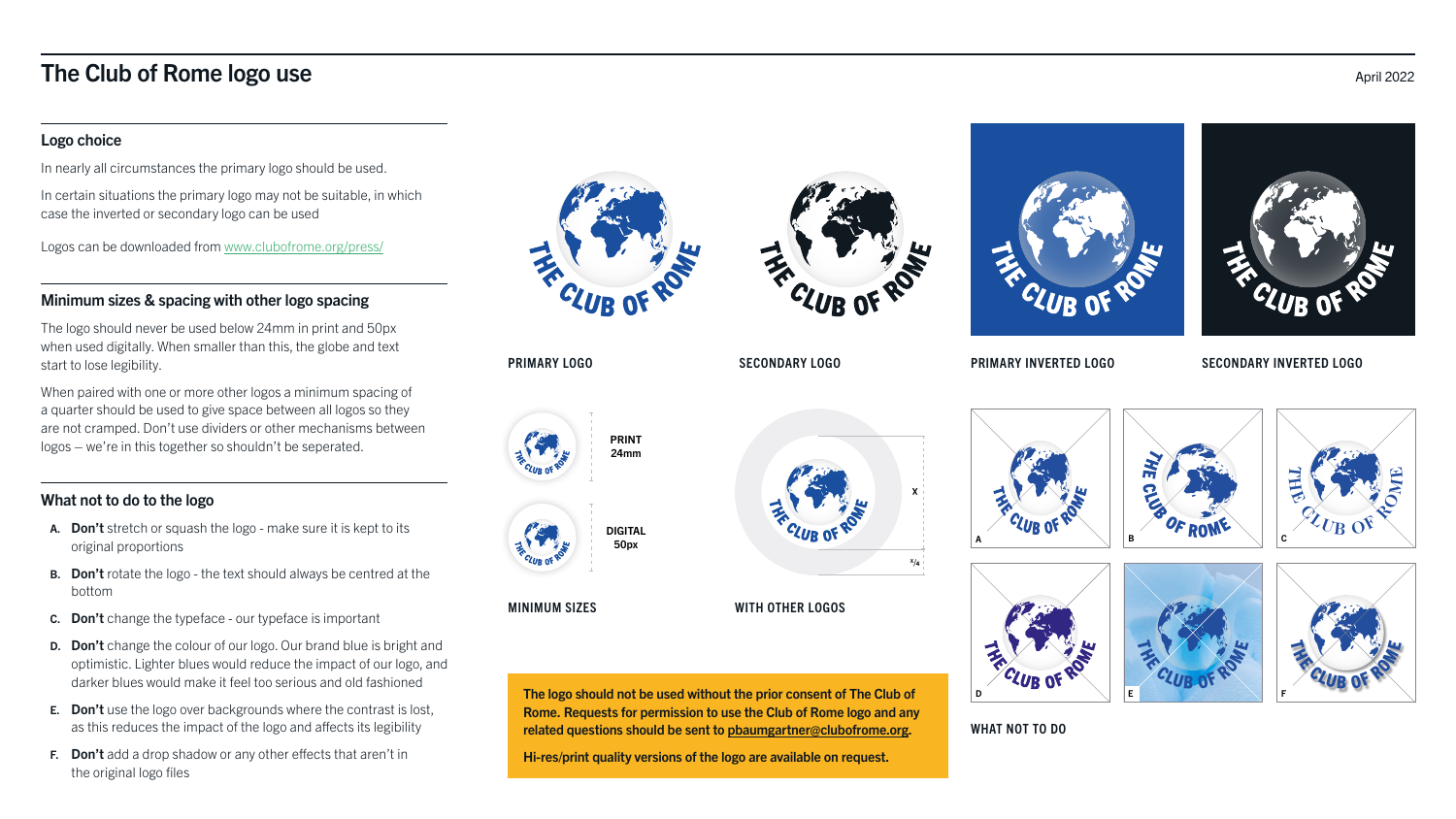# The Club of Rome logo use

April 2022

## Logo choice

In nearly all circumstances the primary logo should be used.

In certain situations the primary logo may not be suitable, in which case the inverted or secondary logo can be used

Logos can be downloaded from www.clubofrome.org/press/

## Minimum sizes & spacing with other logo spacing

The logo should never be used below 24mm in print and 50px when used digitally. When smaller than this, the globe and text start to lose legibility.

When paired with one or more other logos a minimum spacing of a quarter should be used to give space between all logos so they are not cramped. Don't use dividers or other mechanisms between logos – we're in this together so shouldn't be seperated.

## What not to do to the logo

- **A. Don't** stretch or squash the logo - make sure it is kept to its original proportions
- **B. Don't** rotate the logo - the text should always be centred at the bottom
- **C. Don't** change the typeface - our typeface is important
- **D. Don't** change the colour of our logo. Our brand blue is bright and optimistic. Lighter blues would reduce the impact of our logo, and darker blues would make it feel too serious and old fashioned
- **E. Don't** use the logo over backgrounds where the contrast is lost, as this reduces the impact of the logo and affects its legibility
- **F. Don't** add a drop shadow or any other effects that aren't in the original logo files

PRIMARY LOGO

SECONDARY LOGO

PRIMARY INVERTED LOGO

SECONDARY INVERTED LOGO

PRINT 24mm

DIGITAL 50px

MINIMUM SIZES

X

$x/4$

WITH OTHER LOGOS

A B C D E F

WHAT NOT TO DO

**The logo should not be used without the prior consent of The Club of Rome. Requests for permission to use the Club of Rome logo and any related questions should be sent to pbaumgartner@clubofrome.org.**

**Hi-res/print quality versions of the logo are available on request.**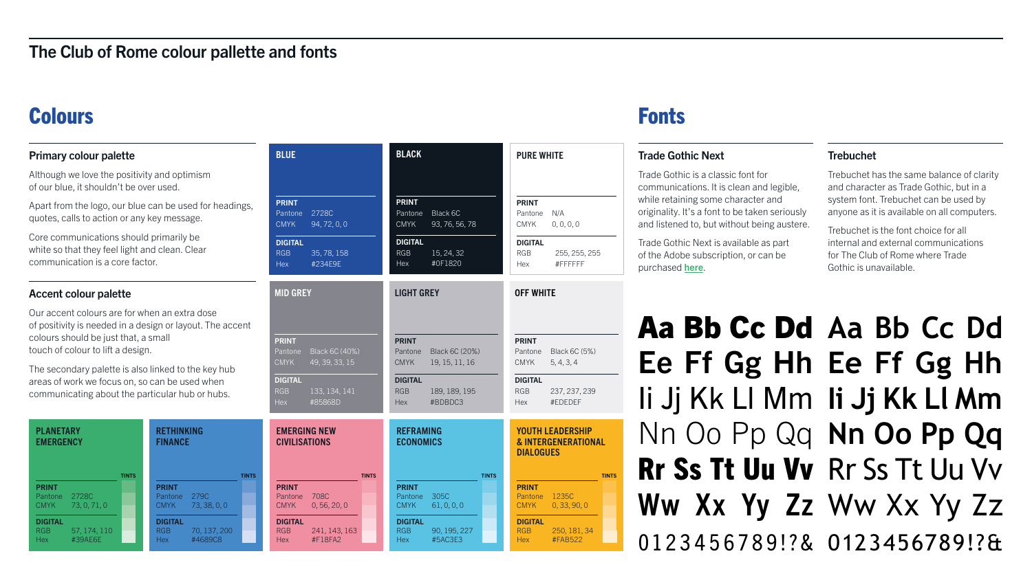## The Club of Rome colour pallette and fonts

# Colours

### Primary colour palette

Although we love the positivity and optimism of our blue, it shouldn't be over used.

Apart from the logo, our blue can be used for headings, quotes, calls to action or any key message.

Core communications should primarily be white so that they feel light and clean. Clear communication is a core factor.

| | BLUE | BLACK | PURE WHITE |
|---|---|---|---|
| **PRINT** | | | |
| Pantone | 2728C | Black 6C | N/A |
| CMYK | 94, 72, 0, 0 | 93, 76, 56, 78 | 0, 0, 0, 0 |
| **DIGITAL** | | | |
| RGB | 35, 78, 158 | 15, 24, 32 | 255, 255, 255 |
| Hex | #234E9E | #0F1820 | #FFFFFF |

### Accent colour palette

Our accent colours are for when an extra dose of positivity is needed in a design or layout. The accent colours should be just that, a small touch of colour to lift a design.

The secondary palette is also linked to the key hub areas of work we focus on, so can be used when communicating about the particular hub or hubs.

| | MID GREY | LIGHT GREY | OFF WHITE |
|---|---|---|---|
| **PRINT** | | | |
| Pantone | Black 6C (40%) | Black 6C (20%) | Black 6C (5%) |
| CMYK | 49, 39, 33, 15 | 19, 15, 11, 16 | 5, 4, 3, 4 |
| **DIGITAL** | | | |
| RGB | 133, 134, 141 | 189, 189, 195 | 237, 237, 239 |
| Hex | #85868D | #BDBDC3 | #EDEDEF |

| | PLANETARY EMERGENCY | RETHINKING FINANCE | EMERGING NEW CIVILISATIONS | REFRAMING ECONOMICS | YOUTH LEADERSHIP & INTERGENERATIONAL DIALOGUES |
|---|---|---|---|---|---|
| **PRINT** | | | | | |
| Pantone | 2728C | 279C | 708C | 305C | 1235C |
| CMYK | 73, 0, 71, 0 | 73, 38, 0, 0 | 0, 56, 20, 0 | 61, 0, 0, 0 | 0, 33, 90, 0 |
| **DIGITAL** | | | | | |
| RGB | 57, 174, 110 | 70, 137, 200 | 241, 143, 163 | 90, 195, 227 | 250, 181, 34 |
| Hex | #39AE6E | #4689C8 | #F18FA2 | #5AC3E3 | #FAB522 |

TINTS

# Fonts

### Trade Gothic Next

Trade Gothic is a classic font for communications. It is clean and legible, while retaining some character and originality. It's a font to be taken seriously and listened to, but without being austere.

Trade Gothic Next is available as part of the Adobe subscription, or can be purchased **here**.

### Trebuchet

Trebuchet has the same balance of clarity and character as Trade Gothic, but in a system font. Trebuchet can be used by anyone as it is available on all computers.

Trebuchet is the font choice for all internal and external communications for The Club of Rome where Trade Gothic is unavailable.

**Aa Bb Cc Dd**
**Ee Ff Gg Hh**
Ii Jj Kk Ll Mm
Nn Oo Pp Qq
**Rr Ss Tt Uu Vv**
**Ww Xx Yy Zz**
0123456789!?&

Aa Bb Cc Dd
Ee Ff Gg Hh
**Ii Jj Kk Ll Mm**
**Nn Oo Pp Qq**
Rr Ss Tt Uu Vv
Ww Xx Yy Zz
0123456789!?&